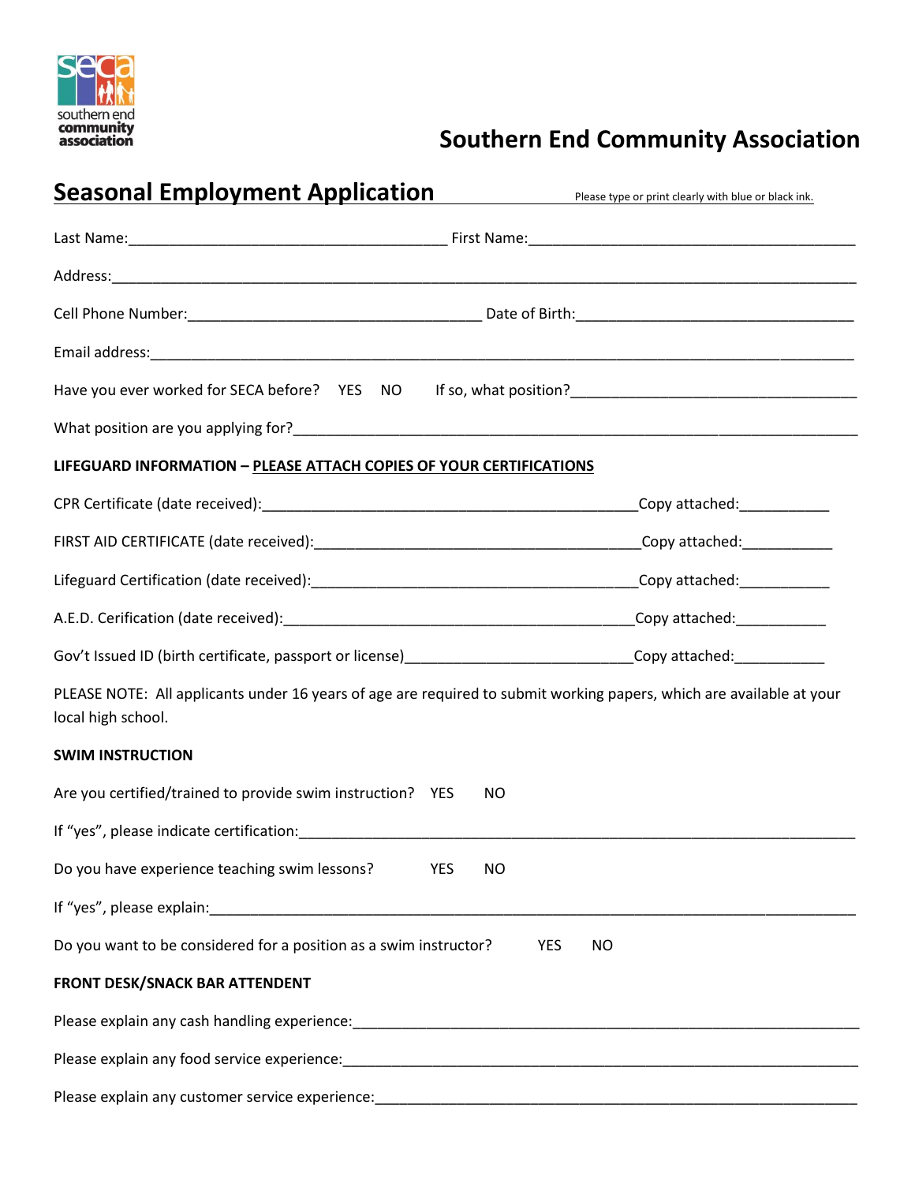southern end community association

# Southern End Community Association

## Seasonal Employment Application

Please type or print clearly with blue or black ink.

Last Name:_______________________________________ First Name:________________________________________

Address:______________________________________________________________________________________

Cell Phone Number:____________________________________ Date of Birth:__________________________________

Email address:_________________________________________________________________________________

Have you ever worked for SECA before? YES NO If so, what position?___________________________________

What position are you applying for?________________________________________________________________

**LIFEGUARD INFORMATION – PLEASE ATTACH COPIES OF YOUR CERTIFICATIONS**

CPR Certificate (date received):_______________________________________________Copy attached:___________

FIRST AID CERTIFICATE (date received):_______________________________________Copy attached:___________

Lifeguard Certification (date received):________________________________________Copy attached:___________

A.E.D. Cerification (date received):____________________________________________Copy attached:___________

Gov't Issued ID (birth certificate, passport or license)___________________________Copy attached:___________

PLEASE NOTE: All applicants under 16 years of age are required to submit working papers, which are available at your local high school.

**SWIM INSTRUCTION**

Are you certified/trained to provide swim instruction? YES NO

If "yes", please indicate certification:________________________________________________________________

Do you have experience teaching swim lessons? YES NO

If "yes", please explain:___________________________________________________________________________

Do you want to be considered for a position as a swim instructor? YES NO

**FRONT DESK/SNACK BAR ATTENDENT**

Please explain any cash handling experience:__________________________________________________________

Please explain any food service experience:___________________________________________________________

Please explain any customer service experience:_______________________________________________________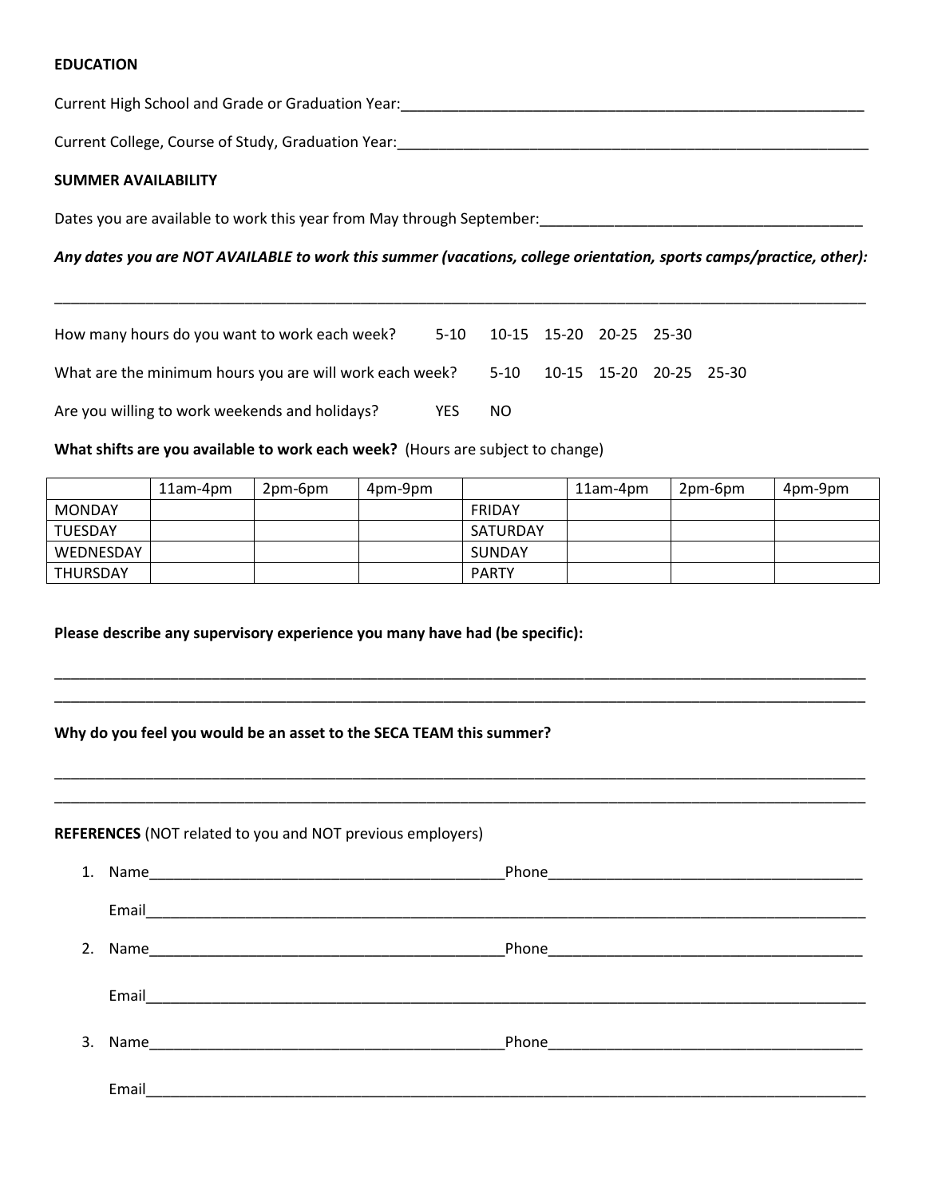**EDUCATION**

Current High School and Grade or Graduation Year:____________________________________________________________

Current College, Course of Study, Graduation Year:____________________________________________________________

**SUMMER AVAILABILITY**

Dates you are available to work this year from May through September:________________________________________

***Any dates you are NOT AVAILABLE to work this summer (vacations, college orientation, sports camps/practice, other):***

______________________________________________________________________________________________________

How many hours do you want to work each week? 5-10 10-15 15-20 20-25 25-30

What are the minimum hours you are will work each week? 5-10 10-15 15-20 20-25 25-30

Are you willing to work weekends and holidays? YES NO

**What shifts are you available to work each week?** (Hours are subject to change)

| | 11am-4pm | 2pm-6pm | 4pm-9pm | | 11am-4pm | 2pm-6pm | 4pm-9pm |
|---|---|---|---|---|---|---|---|
| MONDAY | | | | FRIDAY | | | |
| TUESDAY | | | | SATURDAY | | | |
| WEDNESDAY | | | | SUNDAY | | | |
| THURSDAY | | | | PARTY | | | |

**Please describe any supervisory experience you many have had (be specific):**

______________________________________________________________________________________________________
______________________________________________________________________________________________________

**Why do you feel you would be an asset to the SECA TEAM this summer?**

______________________________________________________________________________________________________
______________________________________________________________________________________________________

**REFERENCES** (NOT related to you and NOT previous employers)

1. Name____________________________________________Phone_______________________________________

   Email_____________________________________________________________________________________________

2. Name____________________________________________Phone_______________________________________

   Email_____________________________________________________________________________________________

3. Name____________________________________________Phone_______________________________________

   Email_____________________________________________________________________________________________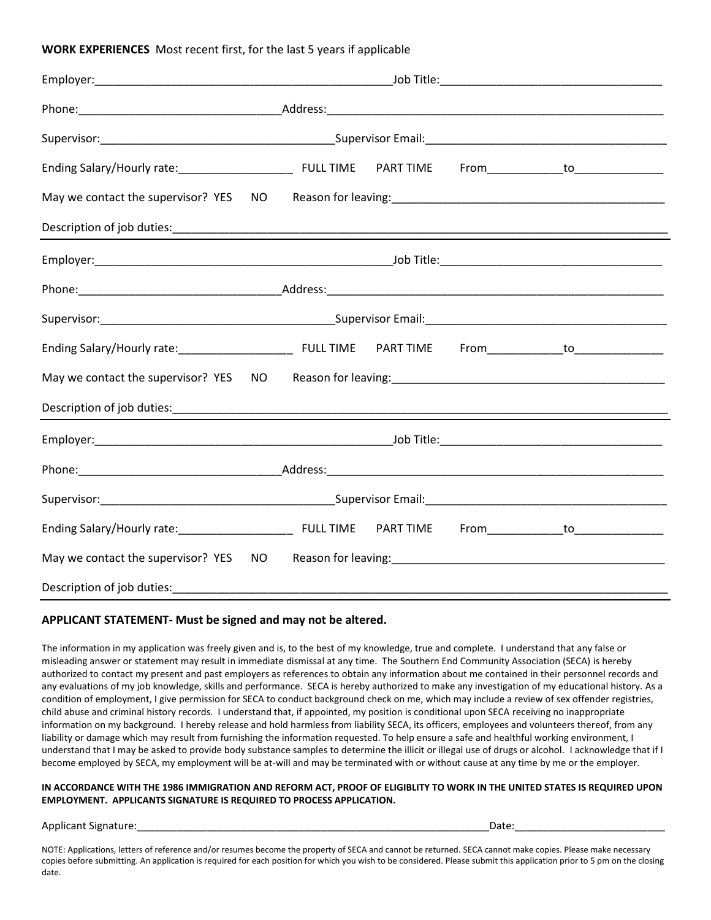**WORK EXPERIENCES** Most recent first, for the last 5 years if applicable

Employer:_______________________________________________Job Title:___________________________________

Phone:_______________________________Address:_______________________________________________________

Supervisor:____________________________________Supervisor Email:______________________________________

Ending Salary/Hourly rate:__________________ FULL TIME PART TIME From___________to_____________

May we contact the supervisor? YES NO Reason for leaving:___________________________________________

Description of job duties:_____________________________________________________________________________

---

Employer:_______________________________________________Job Title:___________________________________

Phone:_______________________________Address:_______________________________________________________

Supervisor:____________________________________Supervisor Email:______________________________________

Ending Salary/Hourly rate:__________________ FULL TIME PART TIME From___________to_____________

May we contact the supervisor? YES NO Reason for leaving:___________________________________________

Description of job duties:_____________________________________________________________________________

---

Employer:_______________________________________________Job Title:___________________________________

Phone:_______________________________Address:_______________________________________________________

Supervisor:____________________________________Supervisor Email:______________________________________

Ending Salary/Hourly rate:__________________ FULL TIME PART TIME From___________to_____________

May we contact the supervisor? YES NO Reason for leaving:___________________________________________

Description of job duties:_____________________________________________________________________________

---

**APPLICANT STATEMENT- Must be signed and may not be altered.**

The information in my application was freely given and is, to the best of my knowledge, true and complete. I understand that any false or misleading answer or statement may result in immediate dismissal at any time. The Southern End Community Association (SECA) is hereby authorized to contact my present and past employers as references to obtain any information about me contained in their personnel records and any evaluations of my job knowledge, skills and performance. SECA is hereby authorized to make any investigation of my educational history. As a condition of employment, I give permission for SECA to conduct background check on me, which may include a review of sex offender registries, child abuse and criminal history records. I understand that, if appointed, my position is conditional upon SECA receiving no inappropriate information on my background. I hereby release and hold harmless from liability SECA, its officers, employees and volunteers thereof, from any liability or damage which may result from furnishing the information requested. To help ensure a safe and healthful working environment, I understand that I may be asked to provide body substance samples to determine the illicit or illegal use of drugs or alcohol. I acknowledge that if I become employed by SECA, my employment will be at-will and may be terminated with or without cause at any time by me or the employer.

**IN ACCORDANCE WITH THE 1986 IMMIGRATION AND REFORM ACT, PROOF OF ELIGIBLITY TO WORK IN THE UNITED STATES IS REQUIRED UPON EMPLOYMENT. APPLICANTS SIGNATURE IS REQUIRED TO PROCESS APPLICATION.**

Applicant Signature:_______________________________________________________________Date:__________________________

NOTE: Applications, letters of reference and/or resumes become the property of SECA and cannot be returned. SECA cannot make copies. Please make necessary copies before submitting. An application is required for each position for which you wish to be considered. Please submit this application prior to 5 pm on the closing date.